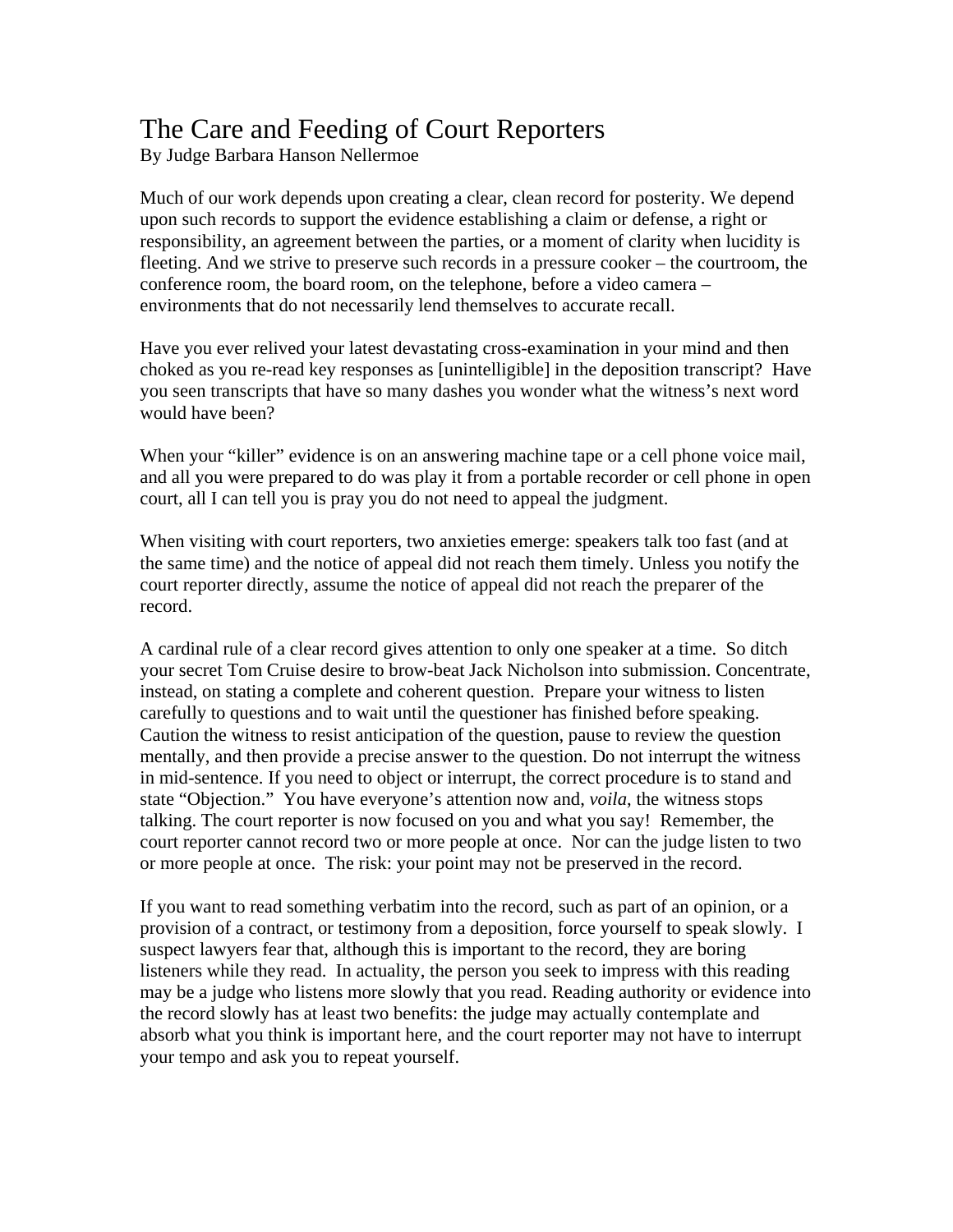# The Care and Feeding of Court Reporters

By Judge Barbara Hanson Nellermoe

Much of our work depends upon creating a clear, clean record for posterity. We depend upon such records to support the evidence establishing a claim or defense, a right or responsibility, an agreement between the parties, or a moment of clarity when lucidity is fleeting. And we strive to preserve such records in a pressure cooker – the courtroom, the conference room, the board room, on the telephone, before a video camera – environments that do not necessarily lend themselves to accurate recall.

Have you ever relived your latest devastating cross-examination in your mind and then choked as you re-read key responses as [unintelligible] in the deposition transcript? Have you seen transcripts that have so many dashes you wonder what the witness's next word would have been?

When your "killer" evidence is on an answering machine tape or a cell phone voice mail, and all you were prepared to do was play it from a portable recorder or cell phone in open court, all I can tell you is pray you do not need to appeal the judgment.

When visiting with court reporters, two anxieties emerge: speakers talk too fast (and at the same time) and the notice of appeal did not reach them timely. Unless you notify the court reporter directly, assume the notice of appeal did not reach the preparer of the record.

A cardinal rule of a clear record gives attention to only one speaker at a time. So ditch your secret Tom Cruise desire to brow-beat Jack Nicholson into submission. Concentrate, instead, on stating a complete and coherent question. Prepare your witness to listen carefully to questions and to wait until the questioner has finished before speaking. Caution the witness to resist anticipation of the question, pause to review the question mentally, and then provide a precise answer to the question. Do not interrupt the witness in mid-sentence. If you need to object or interrupt, the correct procedure is to stand and state "Objection." You have everyone's attention now and, *voila*, the witness stops talking. The court reporter is now focused on you and what you say! Remember, the court reporter cannot record two or more people at once. Nor can the judge listen to two or more people at once. The risk: your point may not be preserved in the record.

If you want to read something verbatim into the record, such as part of an opinion, or a provision of a contract, or testimony from a deposition, force yourself to speak slowly. I suspect lawyers fear that, although this is important to the record, they are boring listeners while they read. In actuality, the person you seek to impress with this reading may be a judge who listens more slowly that you read. Reading authority or evidence into the record slowly has at least two benefits: the judge may actually contemplate and absorb what you think is important here, and the court reporter may not have to interrupt your tempo and ask you to repeat yourself.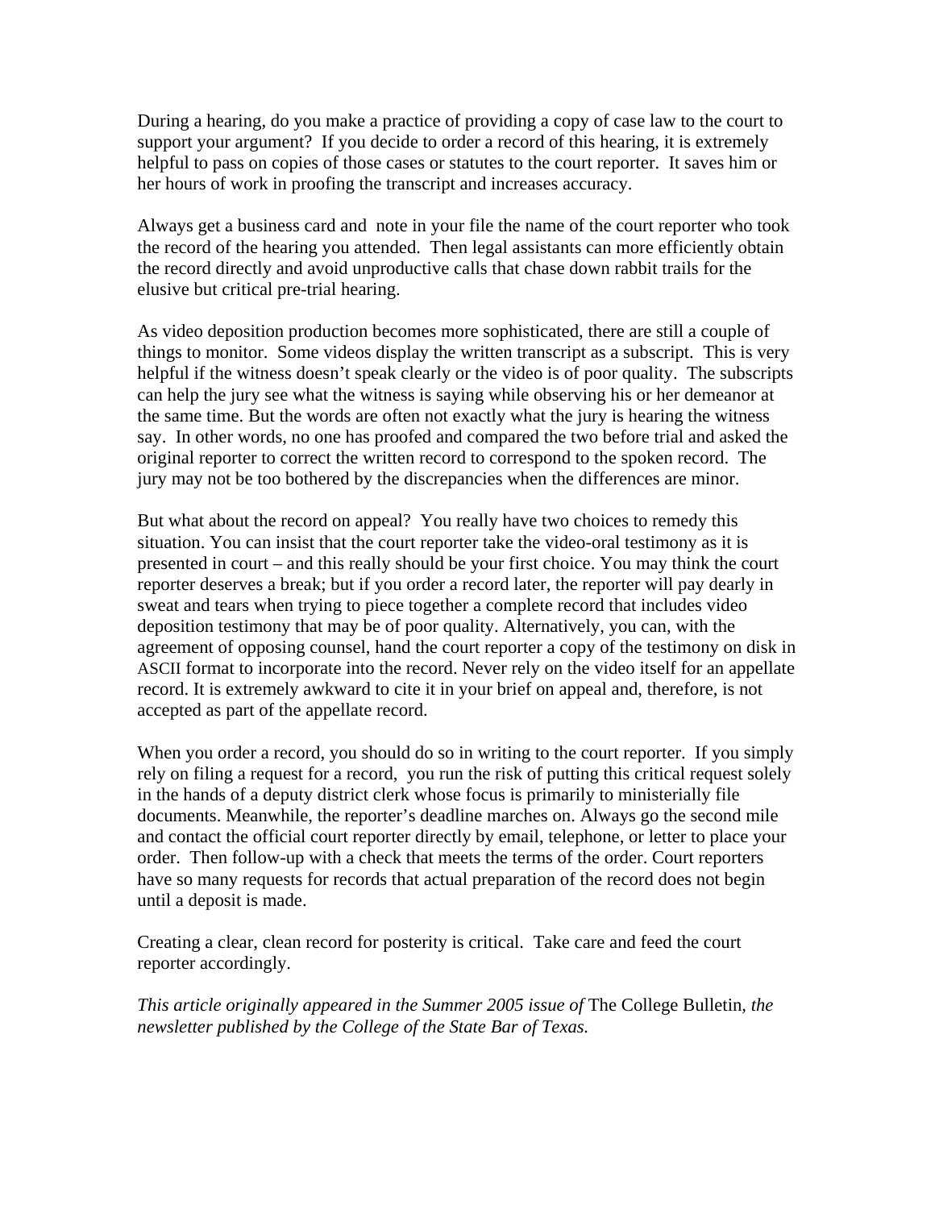During a hearing, do you make a practice of providing a copy of case law to the court to support your argument? If you decide to order a record of this hearing, it is extremely helpful to pass on copies of those cases or statutes to the court reporter. It saves him or her hours of work in proofing the transcript and increases accuracy.

Always get a business card and note in your file the name of the court reporter who took the record of the hearing you attended. Then legal assistants can more efficiently obtain the record directly and avoid unproductive calls that chase down rabbit trails for the elusive but critical pre-trial hearing.

As video deposition production becomes more sophisticated, there are still a couple of things to monitor. Some videos display the written transcript as a subscript. This is very helpful if the witness doesn't speak clearly or the video is of poor quality. The subscripts can help the jury see what the witness is saying while observing his or her demeanor at the same time. But the words are often not exactly what the jury is hearing the witness say. In other words, no one has proofed and compared the two before trial and asked the original reporter to correct the written record to correspond to the spoken record. The jury may not be too bothered by the discrepancies when the differences are minor.

But what about the record on appeal? You really have two choices to remedy this situation. You can insist that the court reporter take the video-oral testimony as it is presented in court – and this really should be your first choice. You may think the court reporter deserves a break; but if you order a record later, the reporter will pay dearly in sweat and tears when trying to piece together a complete record that includes video deposition testimony that may be of poor quality. Alternatively, you can, with the agreement of opposing counsel, hand the court reporter a copy of the testimony on disk in ASCII format to incorporate into the record. Never rely on the video itself for an appellate record. It is extremely awkward to cite it in your brief on appeal and, therefore, is not accepted as part of the appellate record.

When you order a record, you should do so in writing to the court reporter. If you simply rely on filing a request for a record, you run the risk of putting this critical request solely in the hands of a deputy district clerk whose focus is primarily to ministerially file documents. Meanwhile, the reporter's deadline marches on. Always go the second mile and contact the official court reporter directly by email, telephone, or letter to place your order. Then follow-up with a check that meets the terms of the order. Court reporters have so many requests for records that actual preparation of the record does not begin until a deposit is made.

Creating a clear, clean record for posterity is critical. Take care and feed the court reporter accordingly.

*This article originally appeared in the Summer 2005 issue of* The College Bulletin*, the newsletter published by the College of the State Bar of Texas.*